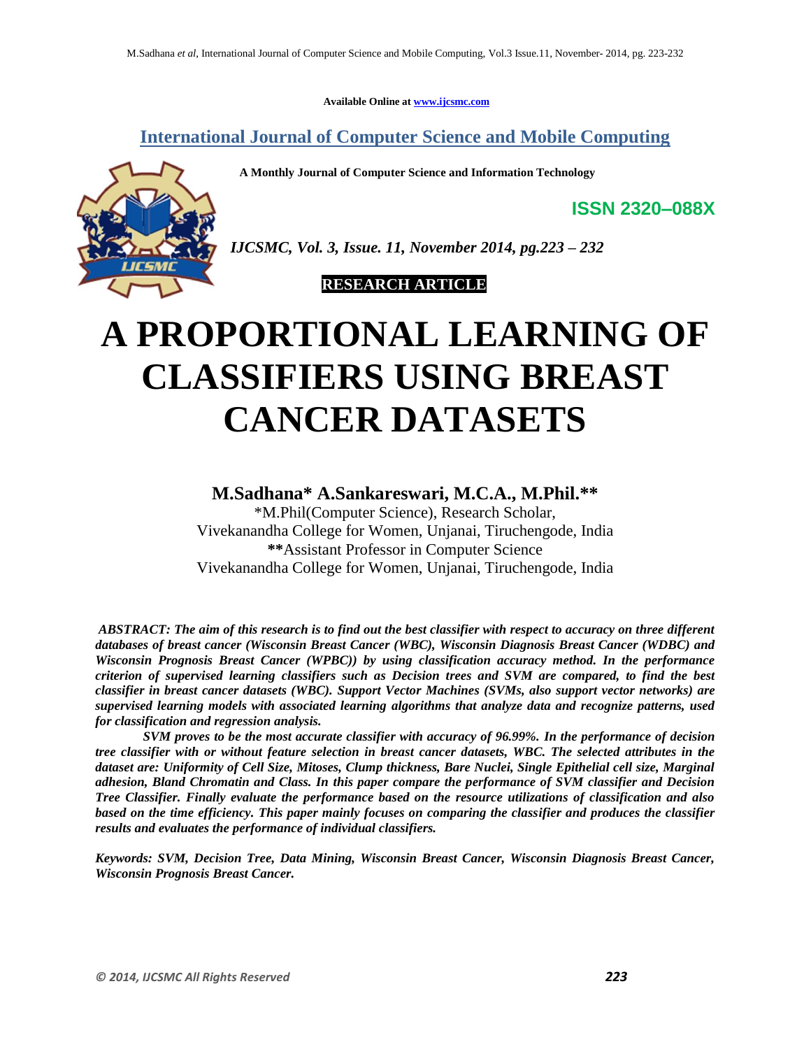Available Online at www.ijcsmc.com

## International Journal of Computer Science and Mobile Computing

**A Monthly Journal of Computer Science and Information Technology**

**ISSN 2320–088X**

*IJCSMC, Vol. 3, Issue. 11, November 2014, pg.223 – 232*

**RESEARCH ARTICLE**

# A PROPORTIONAL LEARNING OF CLASSIFIERS USING BREAST CANCER DATASETS

**M.Sadhana\* A.Sankareswari, M.C.A., M.Phil.\*\***

\*M.Phil(Computer Science), Research Scholar,
Vivekanandha College for Women, Unjanai, Tiruchengode, India
**\*\***Assistant Professor in Computer Science
Vivekanandha College for Women, Unjanai, Tiruchengode, India

***ABSTRACT: The aim of this research is to find out the best classifier with respect to accuracy on three different databases of breast cancer (Wisconsin Breast Cancer (WBC), Wisconsin Diagnosis Breast Cancer (WDBC) and Wisconsin Prognosis Breast Cancer (WPBC)) by using classification accuracy method. In the performance criterion of supervised learning classifiers such as Decision trees and SVM are compared, to find the best classifier in breast cancer datasets (WBC). Support Vector Machines (SVMs, also support vector networks) are supervised learning models with associated learning algorithms that analyze data and recognize patterns, used for classification and regression analysis.***

***SVM proves to be the most accurate classifier with accuracy of 96.99%. In the performance of decision tree classifier with or without feature selection in breast cancer datasets, WBC. The selected attributes in the dataset are: Uniformity of Cell Size, Mitoses, Clump thickness, Bare Nuclei, Single Epithelial cell size, Marginal adhesion, Bland Chromatin and Class. In this paper compare the performance of SVM classifier and Decision Tree Classifier. Finally evaluate the performance based on the resource utilizations of classification and also based on the time efficiency. This paper mainly focuses on comparing the classifier and produces the classifier results and evaluates the performance of individual classifiers.***

***Keywords: SVM, Decision Tree, Data Mining, Wisconsin Breast Cancer, Wisconsin Diagnosis Breast Cancer, Wisconsin Prognosis Breast Cancer.***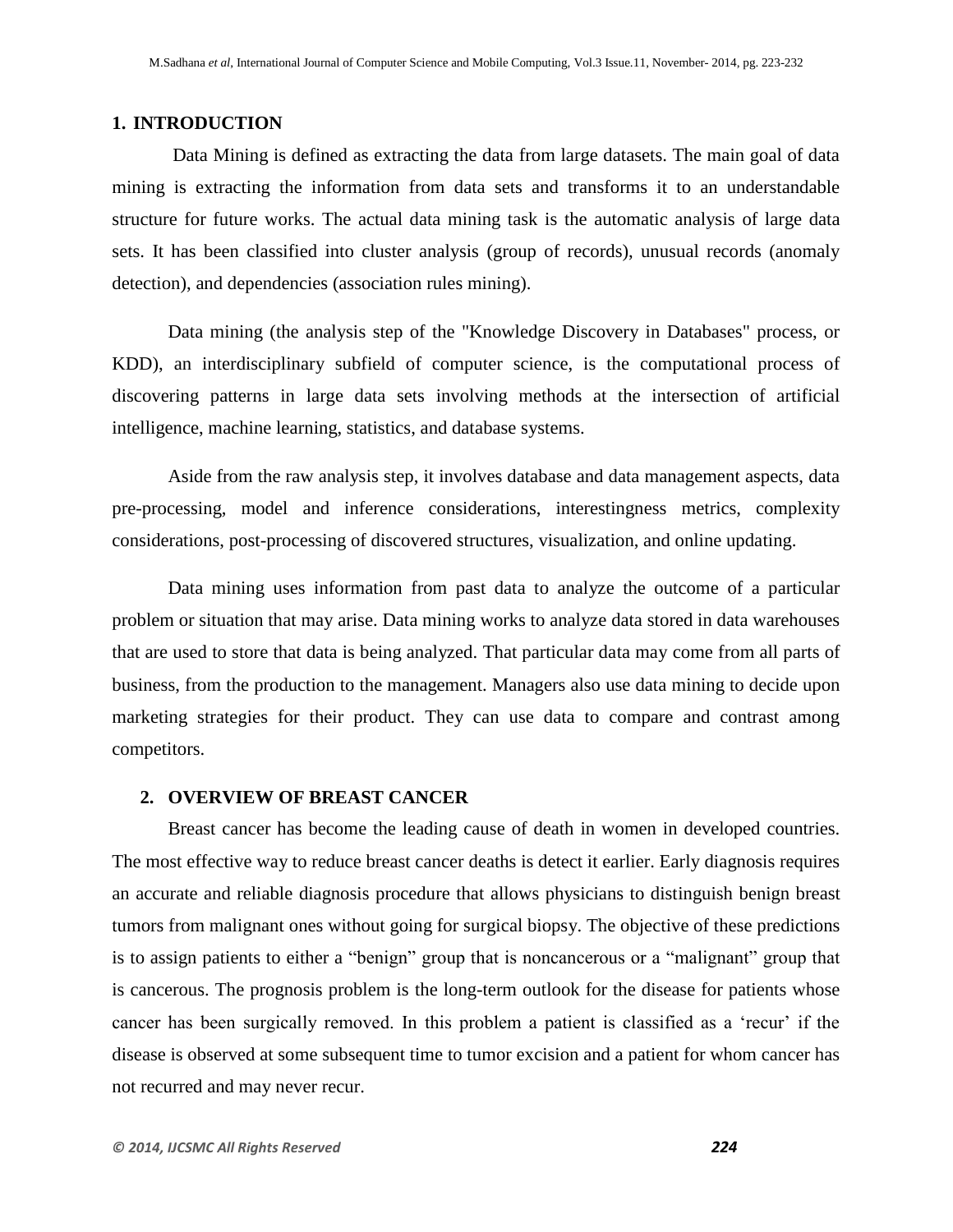## 1. INTRODUCTION

Data Mining is defined as extracting the data from large datasets. The main goal of data mining is extracting the information from data sets and transforms it to an understandable structure for future works. The actual data mining task is the automatic analysis of large data sets. It has been classified into cluster analysis (group of records), unusual records (anomaly detection), and dependencies (association rules mining).

Data mining (the analysis step of the "Knowledge Discovery in Databases" process, or KDD), an interdisciplinary subfield of computer science, is the computational process of discovering patterns in large data sets involving methods at the intersection of artificial intelligence, machine learning, statistics, and database systems.

Aside from the raw analysis step, it involves database and data management aspects, data pre-processing, model and inference considerations, interestingness metrics, complexity considerations, post-processing of discovered structures, visualization, and online updating.

Data mining uses information from past data to analyze the outcome of a particular problem or situation that may arise. Data mining works to analyze data stored in data warehouses that are used to store that data is being analyzed. That particular data may come from all parts of business, from the production to the management. Managers also use data mining to decide upon marketing strategies for their product. They can use data to compare and contrast among competitors.

## 2. OVERVIEW OF BREAST CANCER

Breast cancer has become the leading cause of death in women in developed countries. The most effective way to reduce breast cancer deaths is detect it earlier. Early diagnosis requires an accurate and reliable diagnosis procedure that allows physicians to distinguish benign breast tumors from malignant ones without going for surgical biopsy. The objective of these predictions is to assign patients to either a "benign" group that is noncancerous or a "malignant" group that is cancerous. The prognosis problem is the long-term outlook for the disease for patients whose cancer has been surgically removed. In this problem a patient is classified as a 'recur' if the disease is observed at some subsequent time to tumor excision and a patient for whom cancer has not recurred and may never recur.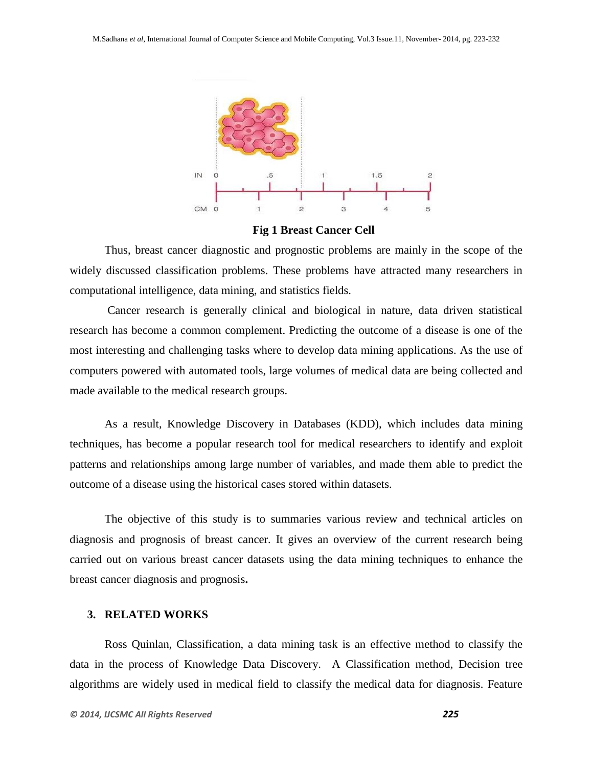**Fig 1 Breast Cancer Cell**

Thus, breast cancer diagnostic and prognostic problems are mainly in the scope of the widely discussed classification problems. These problems have attracted many researchers in computational intelligence, data mining, and statistics fields.

Cancer research is generally clinical and biological in nature, data driven statistical research has become a common complement. Predicting the outcome of a disease is one of the most interesting and challenging tasks where to develop data mining applications. As the use of computers powered with automated tools, large volumes of medical data are being collected and made available to the medical research groups.

As a result, Knowledge Discovery in Databases (KDD), which includes data mining techniques, has become a popular research tool for medical researchers to identify and exploit patterns and relationships among large number of variables, and made them able to predict the outcome of a disease using the historical cases stored within datasets.

The objective of this study is to summaries various review and technical articles on diagnosis and prognosis of breast cancer. It gives an overview of the current research being carried out on various breast cancer datasets using the data mining techniques to enhance the breast cancer diagnosis and prognosis**.**

## 3. RELATED WORKS

Ross Quinlan, Classification, a data mining task is an effective method to classify the data in the process of Knowledge Data Discovery. A Classification method, Decision tree algorithms are widely used in medical field to classify the medical data for diagnosis. Feature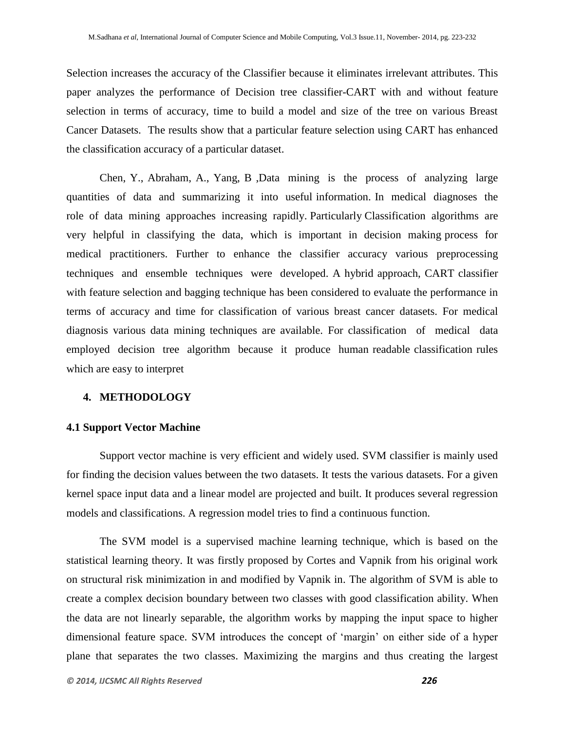Selection increases the accuracy of the Classifier because it eliminates irrelevant attributes. This paper analyzes the performance of Decision tree classifier-CART with and without feature selection in terms of accuracy, time to build a model and size of the tree on various Breast Cancer Datasets. The results show that a particular feature selection using CART has enhanced the classification accuracy of a particular dataset.

Chen, Y., Abraham, A., Yang, B ,Data mining is the process of analyzing large quantities of data and summarizing it into useful information. In medical diagnoses the role of data mining approaches increasing rapidly. Particularly Classification algorithms are very helpful in classifying the data, which is important in decision making process for medical practitioners. Further to enhance the classifier accuracy various preprocessing techniques and ensemble techniques were developed. A hybrid approach, CART classifier with feature selection and bagging technique has been considered to evaluate the performance in terms of accuracy and time for classification of various breast cancer datasets. For medical diagnosis various data mining techniques are available. For classification of medical data employed decision tree algorithm because it produce human readable classification rules which are easy to interpret

## 4. METHODOLOGY

### 4.1 Support Vector Machine

Support vector machine is very efficient and widely used. SVM classifier is mainly used for finding the decision values between the two datasets. It tests the various datasets. For a given kernel space input data and a linear model are projected and built. It produces several regression models and classifications. A regression model tries to find a continuous function.

The SVM model is a supervised machine learning technique, which is based on the statistical learning theory. It was firstly proposed by Cortes and Vapnik from his original work on structural risk minimization in and modified by Vapnik in. The algorithm of SVM is able to create a complex decision boundary between two classes with good classification ability. When the data are not linearly separable, the algorithm works by mapping the input space to higher dimensional feature space. SVM introduces the concept of 'margin' on either side of a hyper plane that separates the two classes. Maximizing the margins and thus creating the largest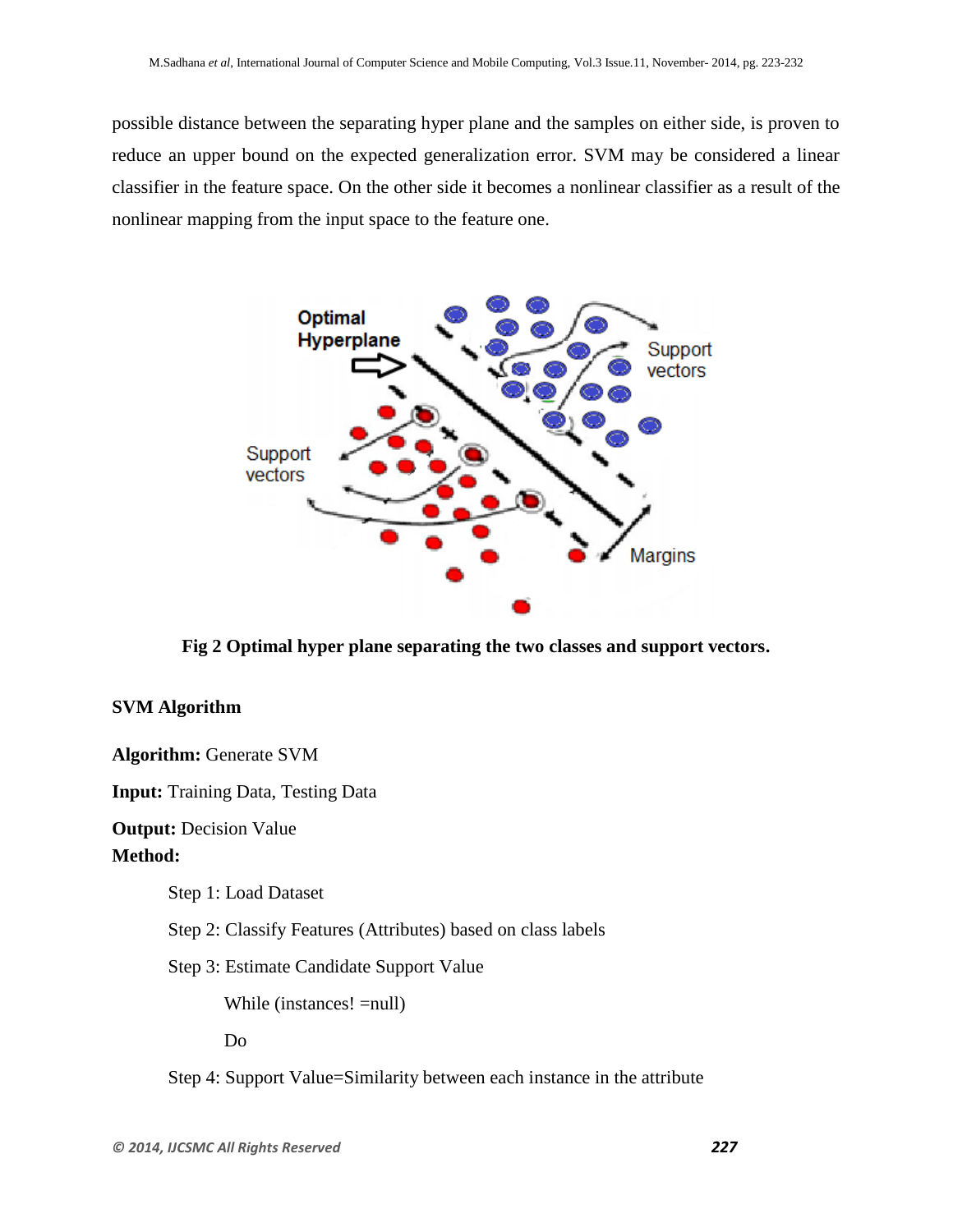possible distance between the separating hyper plane and the samples on either side, is proven to reduce an upper bound on the expected generalization error. SVM may be considered a linear classifier in the feature space. On the other side it becomes a nonlinear classifier as a result of the nonlinear mapping from the input space to the feature one.

**Fig 2 Optimal hyper plane separating the two classes and support vectors.**

**SVM Algorithm**

**Algorithm:** Generate SVM

**Input:** Training Data, Testing Data

**Output:** Decision Value

**Method:**

Step 1: Load Dataset

Step 2: Classify Features (Attributes) based on class labels

Step 3: Estimate Candidate Support Value

While (instances! =null)

Do

Step 4: Support Value=Similarity between each instance in the attribute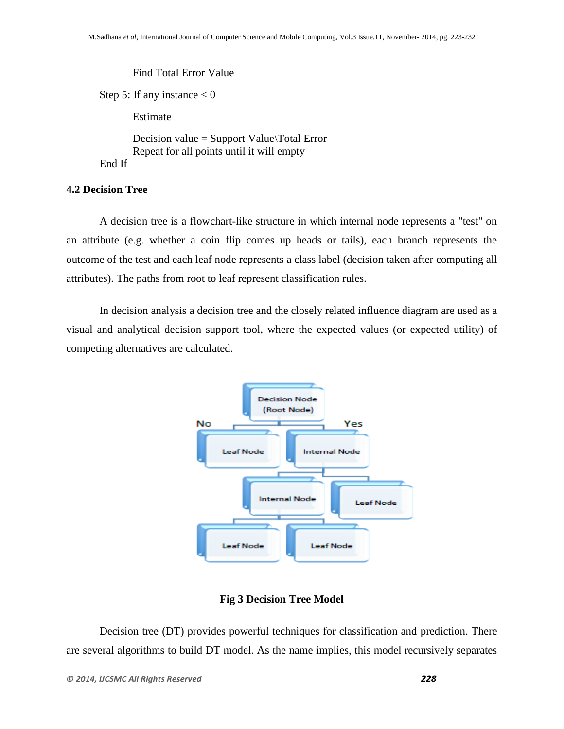Find Total Error Value

Step 5: If any instance < 0

Estimate

Decision value = Support Value\Total Error
Repeat for all points until it will empty

End If

### 4.2 Decision Tree

A decision tree is a flowchart-like structure in which internal node represents a "test" on an attribute (e.g. whether a coin flip comes up heads or tails), each branch represents the outcome of the test and each leaf node represents a class label (decision taken after computing all attributes). The paths from root to leaf represent classification rules.

In decision analysis a decision tree and the closely related influence diagram are used as a visual and analytical decision support tool, where the expected values (or expected utility) of competing alternatives are calculated.

**Fig 3 Decision Tree Model**

Decision tree (DT) provides powerful techniques for classification and prediction. There are several algorithms to build DT model. As the name implies, this model recursively separates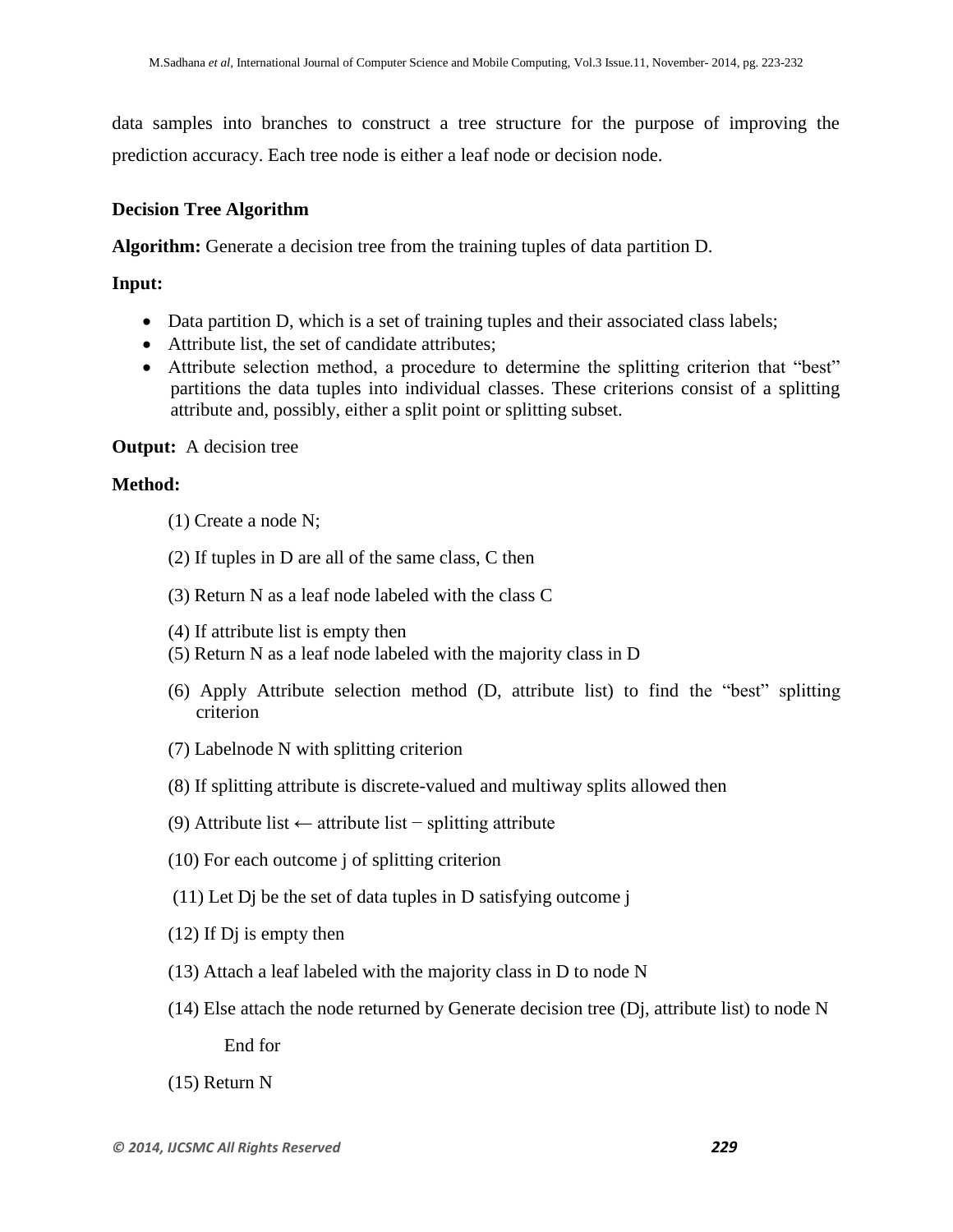data samples into branches to construct a tree structure for the purpose of improving the prediction accuracy. Each tree node is either a leaf node or decision node.

**Decision Tree Algorithm**

**Algorithm:** Generate a decision tree from the training tuples of data partition D.

**Input:**

- Data partition D, which is a set of training tuples and their associated class labels;
- Attribute list, the set of candidate attributes;
- Attribute selection method, a procedure to determine the splitting criterion that "best" partitions the data tuples into individual classes. These criterions consist of a splitting attribute and, possibly, either a split point or splitting subset.

**Output:** A decision tree

**Method:**

(1) Create a node N;

(2) If tuples in D are all of the same class, C then

(3) Return N as a leaf node labeled with the class C

(4) If attribute list is empty then

(5) Return N as a leaf node labeled with the majority class in D

(6) Apply Attribute selection method (D, attribute list) to find the "best" splitting criterion

(7) Labelnode N with splitting criterion

(8) If splitting attribute is discrete-valued and multiway splits allowed then

(9) Attribute list ← attribute list − splitting attribute

(10) For each outcome j of splitting criterion

(11) Let Dj be the set of data tuples in D satisfying outcome j

(12) If Dj is empty then

(13) Attach a leaf labeled with the majority class in D to node N

(14) Else attach the node returned by Generate decision tree (Dj, attribute list) to node N

End for

(15) Return N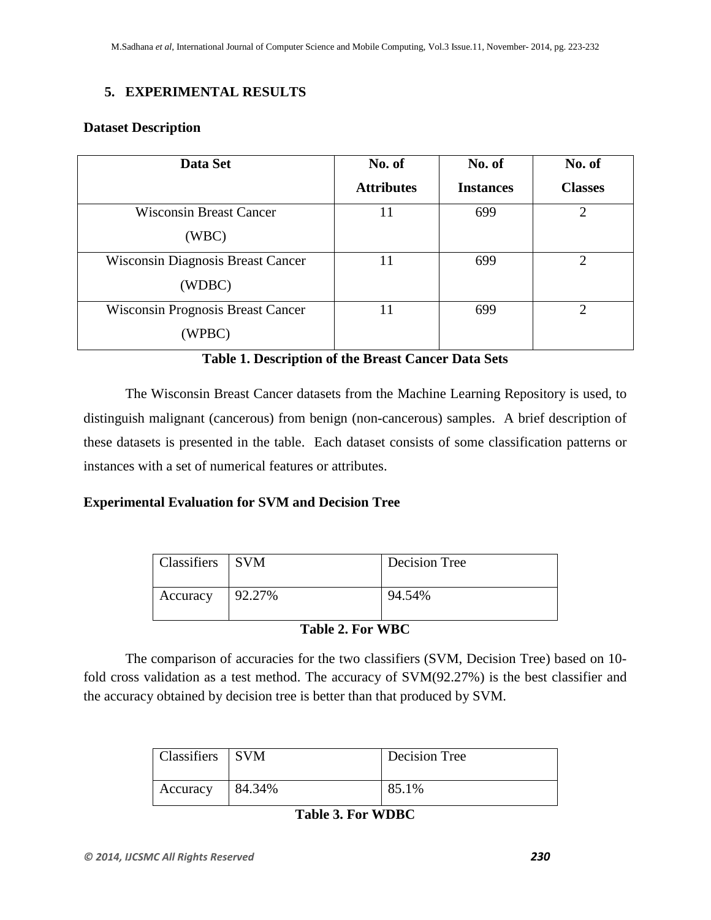## 5. EXPERIMENTAL RESULTS

**Dataset Description**

| Data Set | No. of Attributes | No. of Instances | No. of Classes |
|---|---|---|---|
| Wisconsin Breast Cancer (WBC) | 11 | 699 | 2 |
| Wisconsin Diagnosis Breast Cancer (WDBC) | 11 | 699 | 2 |
| Wisconsin Prognosis Breast Cancer (WPBC) | 11 | 699 | 2 |

**Table 1. Description of the Breast Cancer Data Sets**

The Wisconsin Breast Cancer datasets from the Machine Learning Repository is used, to distinguish malignant (cancerous) from benign (non-cancerous) samples. A brief description of these datasets is presented in the table. Each dataset consists of some classification patterns or instances with a set of numerical features or attributes.

**Experimental Evaluation for SVM and Decision Tree**

| Classifiers | SVM | Decision Tree |
|---|---|---|
| Accuracy | 92.27% | 94.54% |

**Table 2. For WBC**

The comparison of accuracies for the two classifiers (SVM, Decision Tree) based on 10-fold cross validation as a test method. The accuracy of SVM(92.27%) is the best classifier and the accuracy obtained by decision tree is better than that produced by SVM.

| Classifiers | SVM | Decision Tree |
|---|---|---|
| Accuracy | 84.34% | 85.1% |

**Table 3. For WDBC**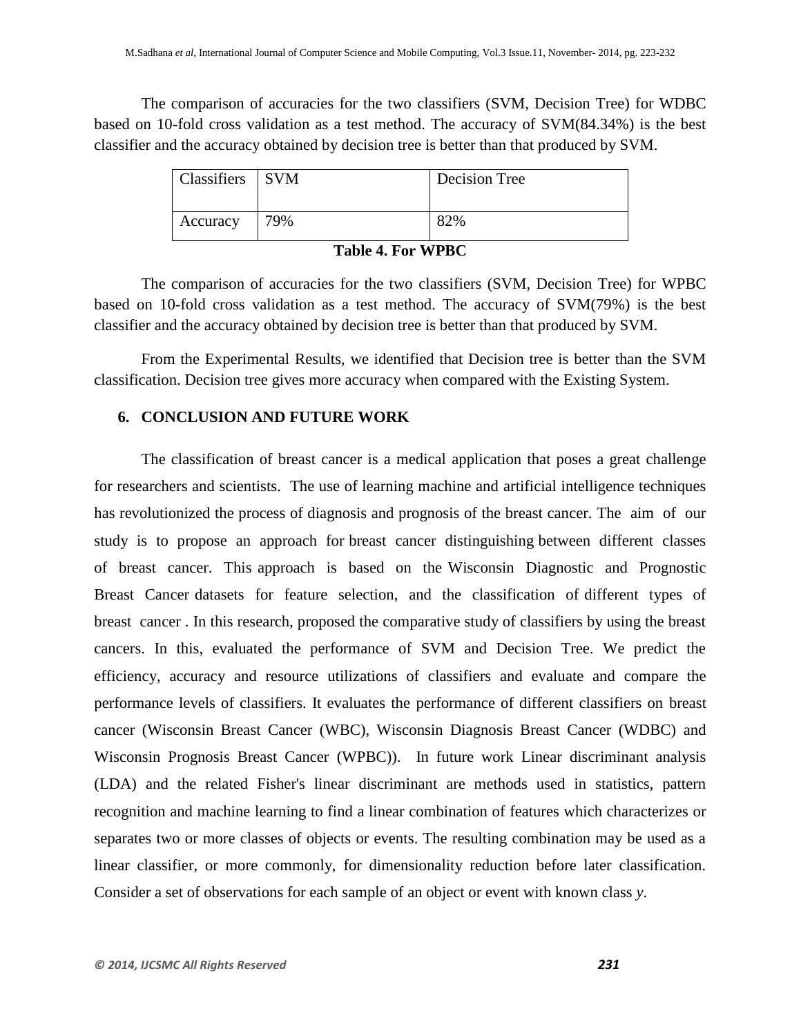The comparison of accuracies for the two classifiers (SVM, Decision Tree) for WDBC based on 10-fold cross validation as a test method. The accuracy of SVM(84.34%) is the best classifier and the accuracy obtained by decision tree is better than that produced by SVM.

| Classifiers | SVM | Decision Tree |
|---|---|---|
| Accuracy | 79% | 82% |

**Table 4. For WPBC**

The comparison of accuracies for the two classifiers (SVM, Decision Tree) for WPBC based on 10-fold cross validation as a test method. The accuracy of SVM(79%) is the best classifier and the accuracy obtained by decision tree is better than that produced by SVM.

From the Experimental Results, we identified that Decision tree is better than the SVM classification. Decision tree gives more accuracy when compared with the Existing System.

## 6. CONCLUSION AND FUTURE WORK

The classification of breast cancer is a medical application that poses a great challenge for researchers and scientists. The use of learning machine and artificial intelligence techniques has revolutionized the process of diagnosis and prognosis of the breast cancer. The aim of our study is to propose an approach for breast cancer distinguishing between different classes of breast cancer. This approach is based on the Wisconsin Diagnostic and Prognostic Breast Cancer datasets for feature selection, and the classification of different types of breast cancer . In this research, proposed the comparative study of classifiers by using the breast cancers. In this, evaluated the performance of SVM and Decision Tree. We predict the efficiency, accuracy and resource utilizations of classifiers and evaluate and compare the performance levels of classifiers. It evaluates the performance of different classifiers on breast cancer (Wisconsin Breast Cancer (WBC), Wisconsin Diagnosis Breast Cancer (WDBC) and Wisconsin Prognosis Breast Cancer (WPBC)). In future work Linear discriminant analysis (LDA) and the related Fisher's linear discriminant are methods used in statistics, pattern recognition and machine learning to find a linear combination of features which characterizes or separates two or more classes of objects or events. The resulting combination may be used as a linear classifier, or more commonly, for dimensionality reduction before later classification. Consider a set of observations for each sample of an object or event with known class $y$.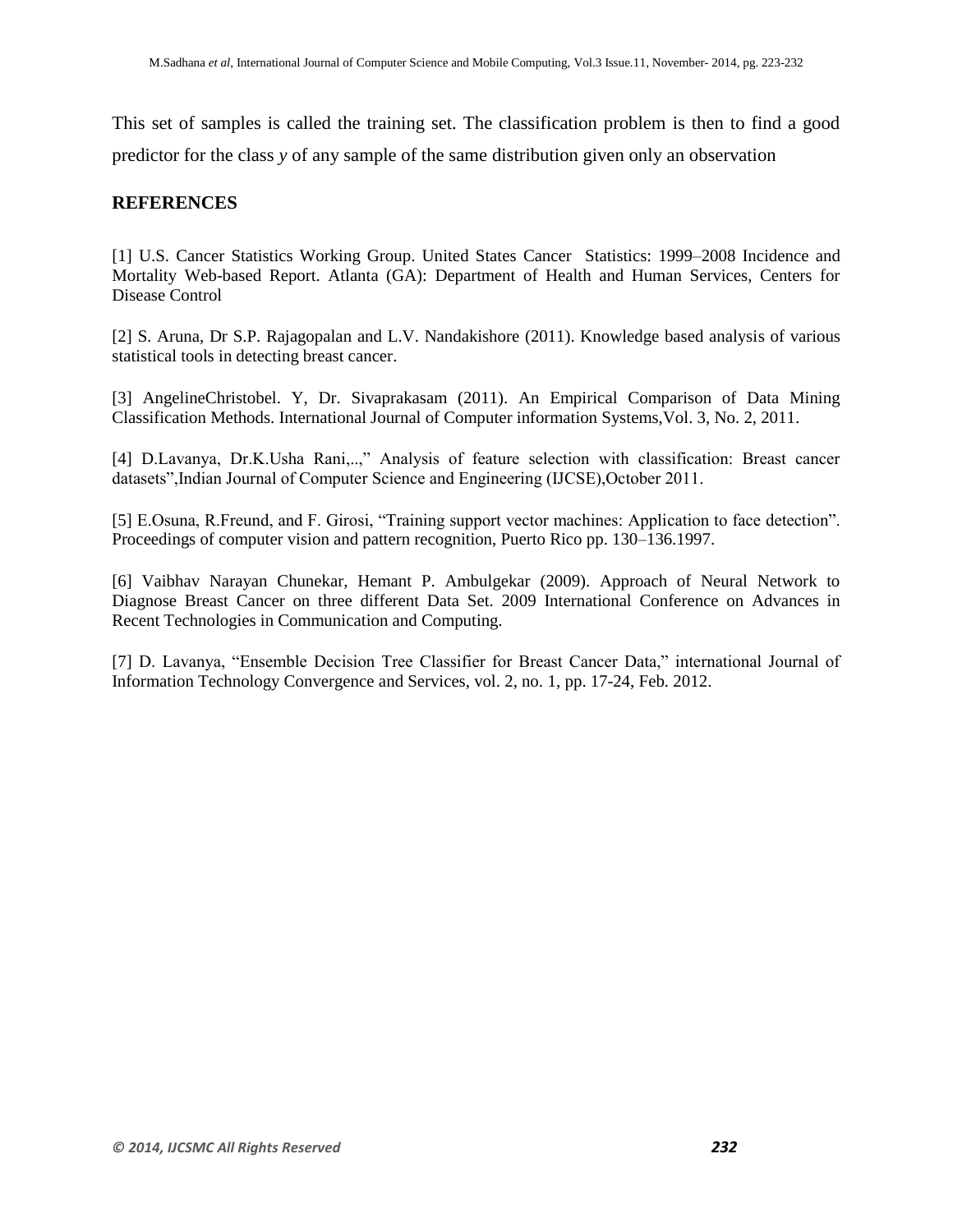This set of samples is called the training set. The classification problem is then to find a good predictor for the class *y* of any sample of the same distribution given only an observation

## REFERENCES

[1] U.S. Cancer Statistics Working Group. United States Cancer Statistics: 1999–2008 Incidence and Mortality Web-based Report. Atlanta (GA): Department of Health and Human Services, Centers for Disease Control

[2] S. Aruna, Dr S.P. Rajagopalan and L.V. Nandakishore (2011). Knowledge based analysis of various statistical tools in detecting breast cancer.

[3] AngelineChristobel. Y, Dr. Sivaprakasam (2011). An Empirical Comparison of Data Mining Classification Methods. International Journal of Computer information Systems,Vol. 3, No. 2, 2011.

[4] D.Lavanya, Dr.K.Usha Rani,..," Analysis of feature selection with classification: Breast cancer datasets",Indian Journal of Computer Science and Engineering (IJCSE),October 2011.

[5] E.Osuna, R.Freund, and F. Girosi, "Training support vector machines: Application to face detection". Proceedings of computer vision and pattern recognition, Puerto Rico pp. 130–136.1997.

[6] Vaibhav Narayan Chunekar, Hemant P. Ambulgekar (2009). Approach of Neural Network to Diagnose Breast Cancer on three different Data Set. 2009 International Conference on Advances in Recent Technologies in Communication and Computing.

[7] D. Lavanya, "Ensemble Decision Tree Classifier for Breast Cancer Data," international Journal of Information Technology Convergence and Services, vol. 2, no. 1, pp. 17-24, Feb. 2012.